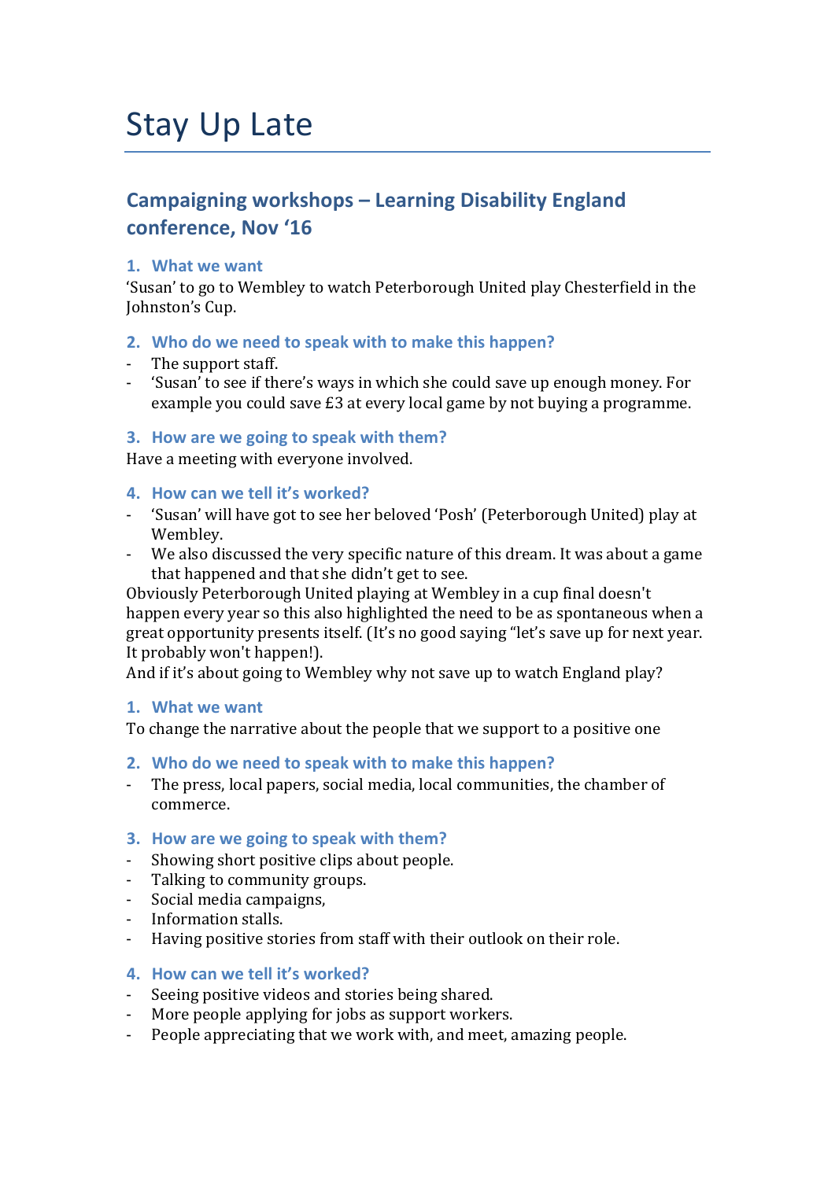# Stay Up Late

## Campaigning workshops – Learning Disability England conference, Nov '16

### 1. What we want

'Susan' to go to Wembley to watch Peterborough United play Chesterfield in the Johnston's Cup.

### 2. Who do we need to speak with to make this happen?

- The support staff.
- 'Susan' to see if there's ways in which she could save up enough money. For example you could save £3 at every local game by not buying a programme.

### 3. How are we going to speak with them?

Have a meeting with everyone involved.

### 4. How can we tell it's worked?

- 'Susan' will have got to see her beloved 'Posh' (Peterborough United) play at Wembley.
- We also discussed the very specific nature of this dream. It was about a game that happened and that she didn't get to see.

Obviously Peterborough United playing at Wembley in a cup final doesn't happen every year so this also highlighted the need to be as spontaneous when a great opportunity presents itself. (It's no good saying "let's save up for next year. It probably won't happen!).

And if it's about going to Wembley why not save up to watch England play?

### 1. What we want

To change the narrative about the people that we support to a positive one

### 2. Who do we need to speak with to make this happen?

- The press, local papers, social media, local communities, the chamber of commerce.

### 3. How are we going to speak with them?

- Showing short positive clips about people.
- Talking to community groups.
- Social media campaigns,
- Information stalls.
- Having positive stories from staff with their outlook on their role.

### 4. How can we tell it's worked?

- Seeing positive videos and stories being shared.
- More people applying for jobs as support workers.
- People appreciating that we work with, and meet, amazing people.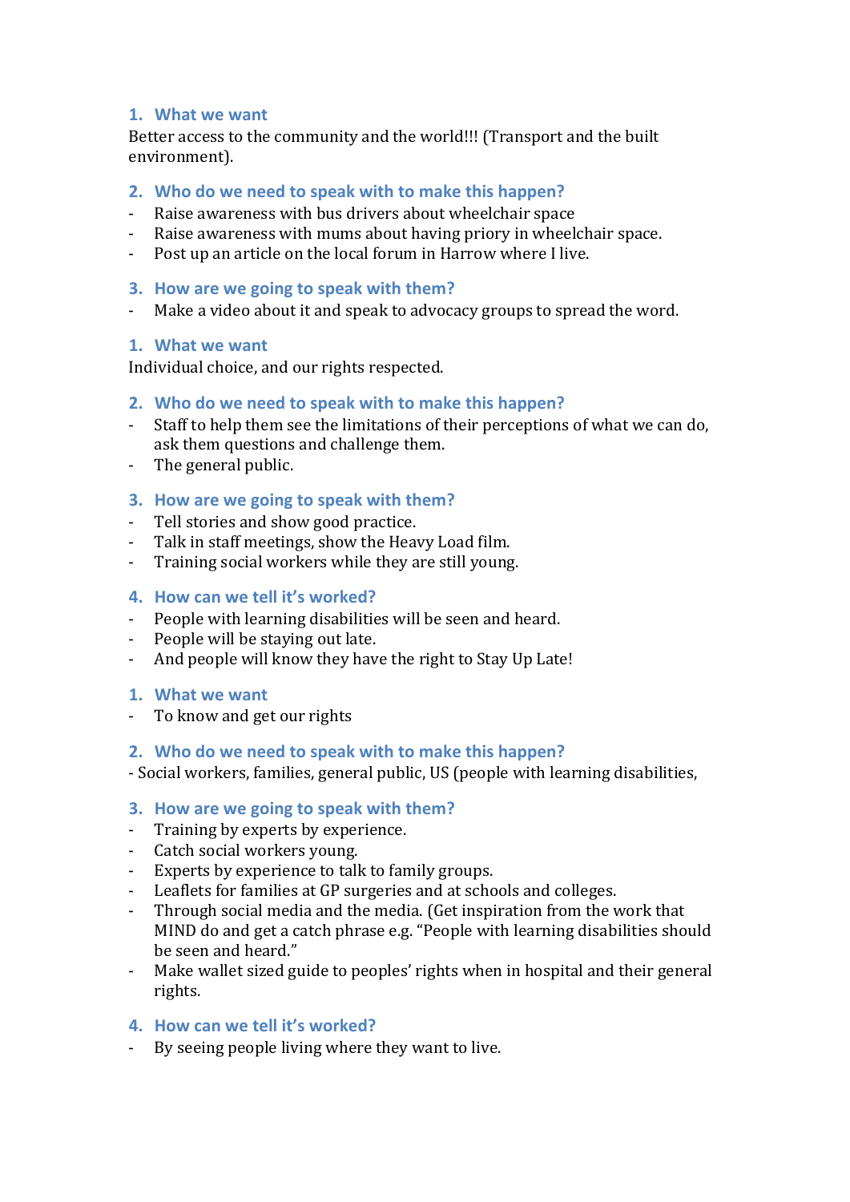### 1. What we want

Better access to the community and the world!!! (Transport and the built environment).

### 2. Who do we need to speak with to make this happen?

- Raise awareness with bus drivers about wheelchair space
- Raise awareness with mums about having priory in wheelchair space.
- Post up an article on the local forum in Harrow where I live.

### 3. How are we going to speak with them?

- Make a video about it and speak to advocacy groups to spread the word.

### 1. What we want

Individual choice, and our rights respected.

### 2. Who do we need to speak with to make this happen?

- Staff to help them see the limitations of their perceptions of what we can do, ask them questions and challenge them.
- The general public.

### 3. How are we going to speak with them?

- Tell stories and show good practice.
- Talk in staff meetings, show the Heavy Load film.
- Training social workers while they are still young.

### 4. How can we tell it's worked?

- People with learning disabilities will be seen and heard.
- People will be staying out late.
- And people will know they have the right to Stay Up Late!

### 1. What we want

- To know and get our rights

### 2. Who do we need to speak with to make this happen?

- Social workers, families, general public, US (people with learning disabilities,

### 3. How are we going to speak with them?

- Training by experts by experience.
- Catch social workers young.
- Experts by experience to talk to family groups.
- Leaflets for families at GP surgeries and at schools and colleges.
- Through social media and the media. (Get inspiration from the work that MIND do and get a catch phrase e.g. "People with learning disabilities should be seen and heard."
- Make wallet sized guide to peoples' rights when in hospital and their general rights.

### 4. How can we tell it's worked?

- By seeing people living where they want to live.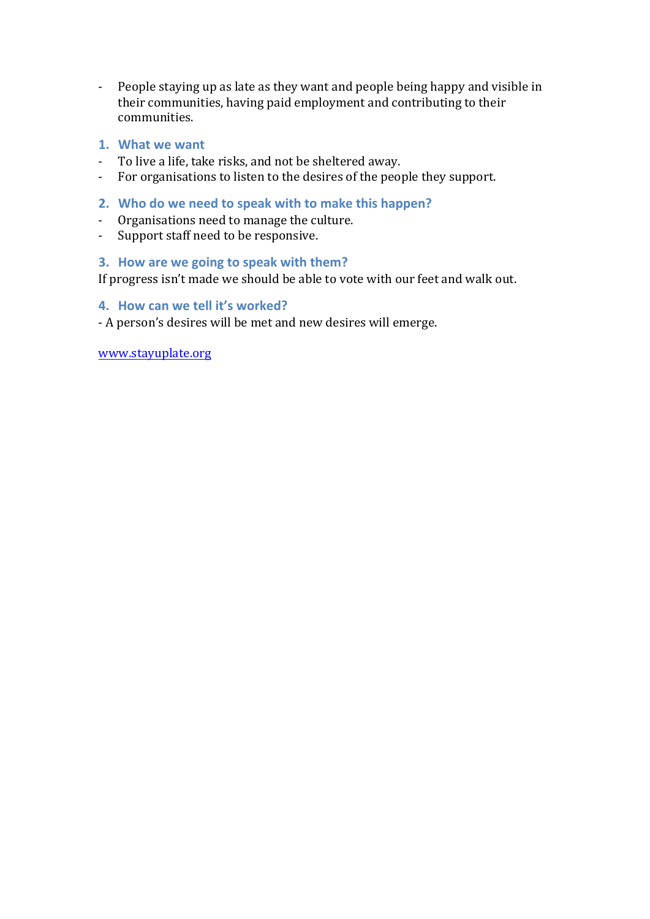- People staying up as late as they want and people being happy and visible in their communities, having paid employment and contributing to their communities.

## 1. What we want

- To live a life, take risks, and not be sheltered away.
- For organisations to listen to the desires of the people they support.

## 2. Who do we need to speak with to make this happen?

- Organisations need to manage the culture.
- Support staff need to be responsive.

## 3. How are we going to speak with them?

If progress isn't made we should be able to vote with our feet and walk out.

## 4. How can we tell it's worked?

- A person's desires will be met and new desires will emerge.

[www.stayuplate.org](http://www.stayuplate.org)